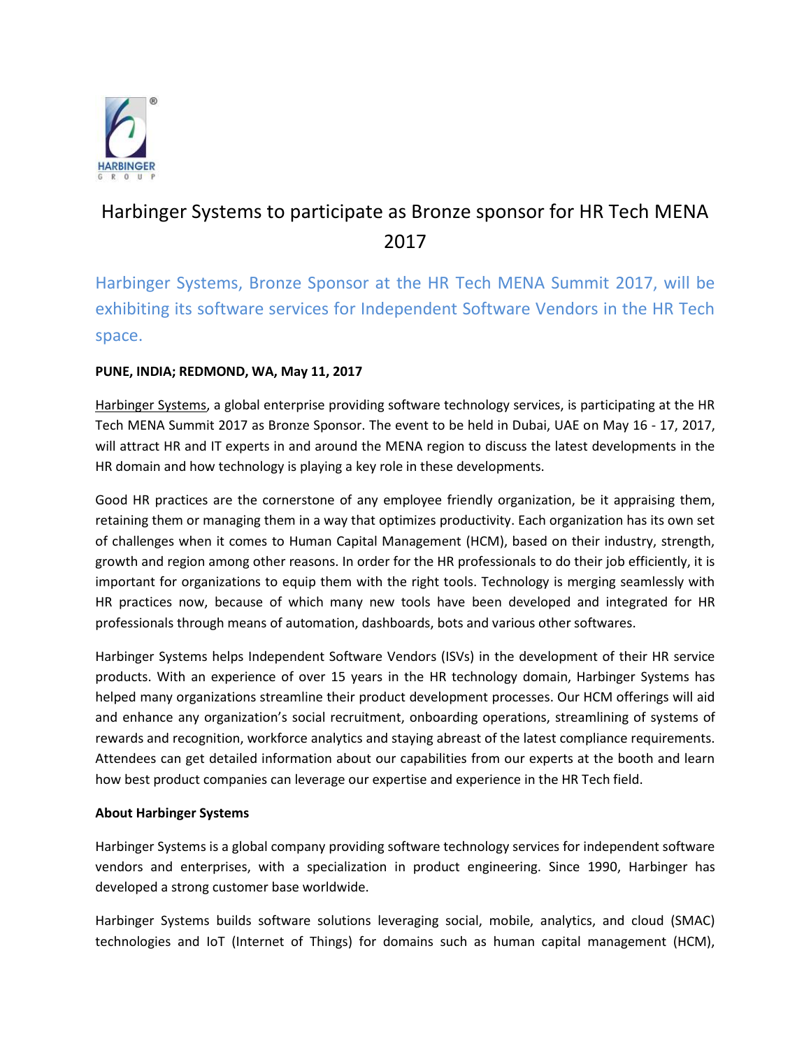# Harbinger Systems to participate as Bronze sponsor for HR Tech MENA 2017

## Harbinger Systems, Bronze Sponsor at the HR Tech MENA Summit 2017, will be exhibiting its software services for Independent Software Vendors in the HR Tech space.

**PUNE, INDIA; REDMOND, WA, May 11, 2017**

Harbinger Systems, a global enterprise providing software technology services, is participating at the HR Tech MENA Summit 2017 as Bronze Sponsor. The event to be held in Dubai, UAE on May 16 - 17, 2017, will attract HR and IT experts in and around the MENA region to discuss the latest developments in the HR domain and how technology is playing a key role in these developments.

Good HR practices are the cornerstone of any employee friendly organization, be it appraising them, retaining them or managing them in a way that optimizes productivity. Each organization has its own set of challenges when it comes to Human Capital Management (HCM), based on their industry, strength, growth and region among other reasons. In order for the HR professionals to do their job efficiently, it is important for organizations to equip them with the right tools. Technology is merging seamlessly with HR practices now, because of which many new tools have been developed and integrated for HR professionals through means of automation, dashboards, bots and various other softwares.

Harbinger Systems helps Independent Software Vendors (ISVs) in the development of their HR service products. With an experience of over 15 years in the HR technology domain, Harbinger Systems has helped many organizations streamline their product development processes. Our HCM offerings will aid and enhance any organization's social recruitment, onboarding operations, streamlining of systems of rewards and recognition, workforce analytics and staying abreast of the latest compliance requirements. Attendees can get detailed information about our capabilities from our experts at the booth and learn how best product companies can leverage our expertise and experience in the HR Tech field.

**About Harbinger Systems**

Harbinger Systems is a global company providing software technology services for independent software vendors and enterprises, with a specialization in product engineering. Since 1990, Harbinger has developed a strong customer base worldwide.

Harbinger Systems builds software solutions leveraging social, mobile, analytics, and cloud (SMAC) technologies and IoT (Internet of Things) for domains such as human capital management (HCM),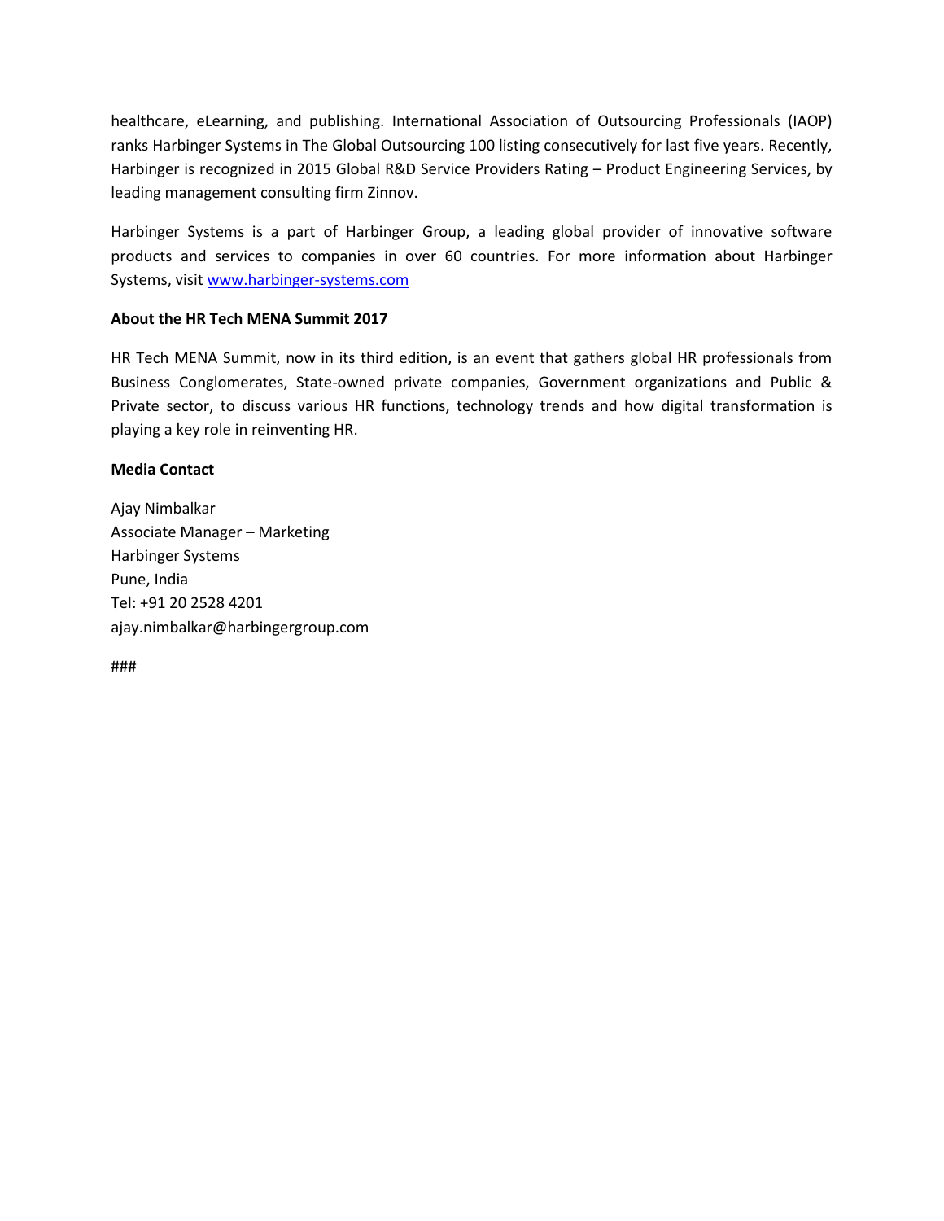healthcare, eLearning, and publishing. International Association of Outsourcing Professionals (IAOP) ranks Harbinger Systems in The Global Outsourcing 100 listing consecutively for last five years. Recently, Harbinger is recognized in 2015 Global R&D Service Providers Rating – Product Engineering Services, by leading management consulting firm Zinnov.

Harbinger Systems is a part of Harbinger Group, a leading global provider of innovative software products and services to companies in over 60 countries. For more information about Harbinger Systems, visit [www.harbinger-systems.com](http://www.harbinger-systems.com)

**About the HR Tech MENA Summit 2017**

HR Tech MENA Summit, now in its third edition, is an event that gathers global HR professionals from Business Conglomerates, State-owned private companies, Government organizations and Public & Private sector, to discuss various HR functions, technology trends and how digital transformation is playing a key role in reinventing HR.

**Media Contact**

Ajay Nimbalkar  
Associate Manager – Marketing  
Harbinger Systems  
Pune, India  
Tel: +91 20 2528 4201  
ajay.nimbalkar@harbingergroup.com

###